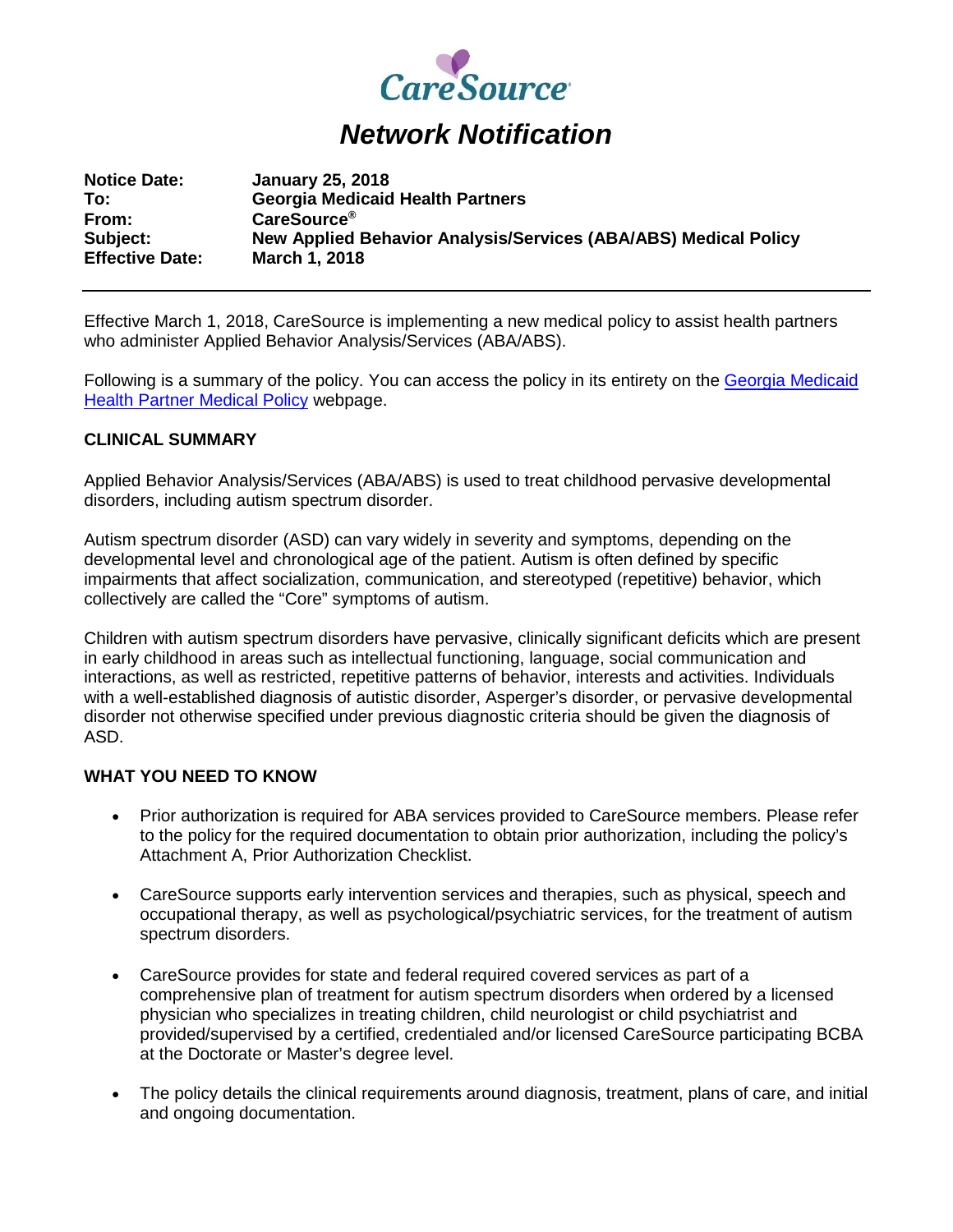CareSource

# *Network Notification*

**Notice Date:** **January 25, 2018**
**To:** **Georgia Medicaid Health Partners**
**From:** **CareSource®**
**Subject:** **New Applied Behavior Analysis/Services (ABA/ABS) Medical Policy**
**Effective Date:** **March 1, 2018**

---

Effective March 1, 2018, CareSource is implementing a new medical policy to assist health partners who administer Applied Behavior Analysis/Services (ABA/ABS).

Following is a summary of the policy. You can access the policy in its entirety on the [Georgia Medicaid Health Partner Medical Policy]() webpage.

## CLINICAL SUMMARY

Applied Behavior Analysis/Services (ABA/ABS) is used to treat childhood pervasive developmental disorders, including autism spectrum disorder.

Autism spectrum disorder (ASD) can vary widely in severity and symptoms, depending on the developmental level and chronological age of the patient. Autism is often defined by specific impairments that affect socialization, communication, and stereotyped (repetitive) behavior, which collectively are called the "Core" symptoms of autism.

Children with autism spectrum disorders have pervasive, clinically significant deficits which are present in early childhood in areas such as intellectual functioning, language, social communication and interactions, as well as restricted, repetitive patterns of behavior, interests and activities. Individuals with a well-established diagnosis of autistic disorder, Asperger's disorder, or pervasive developmental disorder not otherwise specified under previous diagnostic criteria should be given the diagnosis of ASD.

## WHAT YOU NEED TO KNOW

- Prior authorization is required for ABA services provided to CareSource members. Please refer to the policy for the required documentation to obtain prior authorization, including the policy's Attachment A, Prior Authorization Checklist.
- CareSource supports early intervention services and therapies, such as physical, speech and occupational therapy, as well as psychological/psychiatric services, for the treatment of autism spectrum disorders.
- CareSource provides for state and federal required covered services as part of a comprehensive plan of treatment for autism spectrum disorders when ordered by a licensed physician who specializes in treating children, child neurologist or child psychiatrist and provided/supervised by a certified, credentialed and/or licensed CareSource participating BCBA at the Doctorate or Master's degree level.
- The policy details the clinical requirements around diagnosis, treatment, plans of care, and initial and ongoing documentation.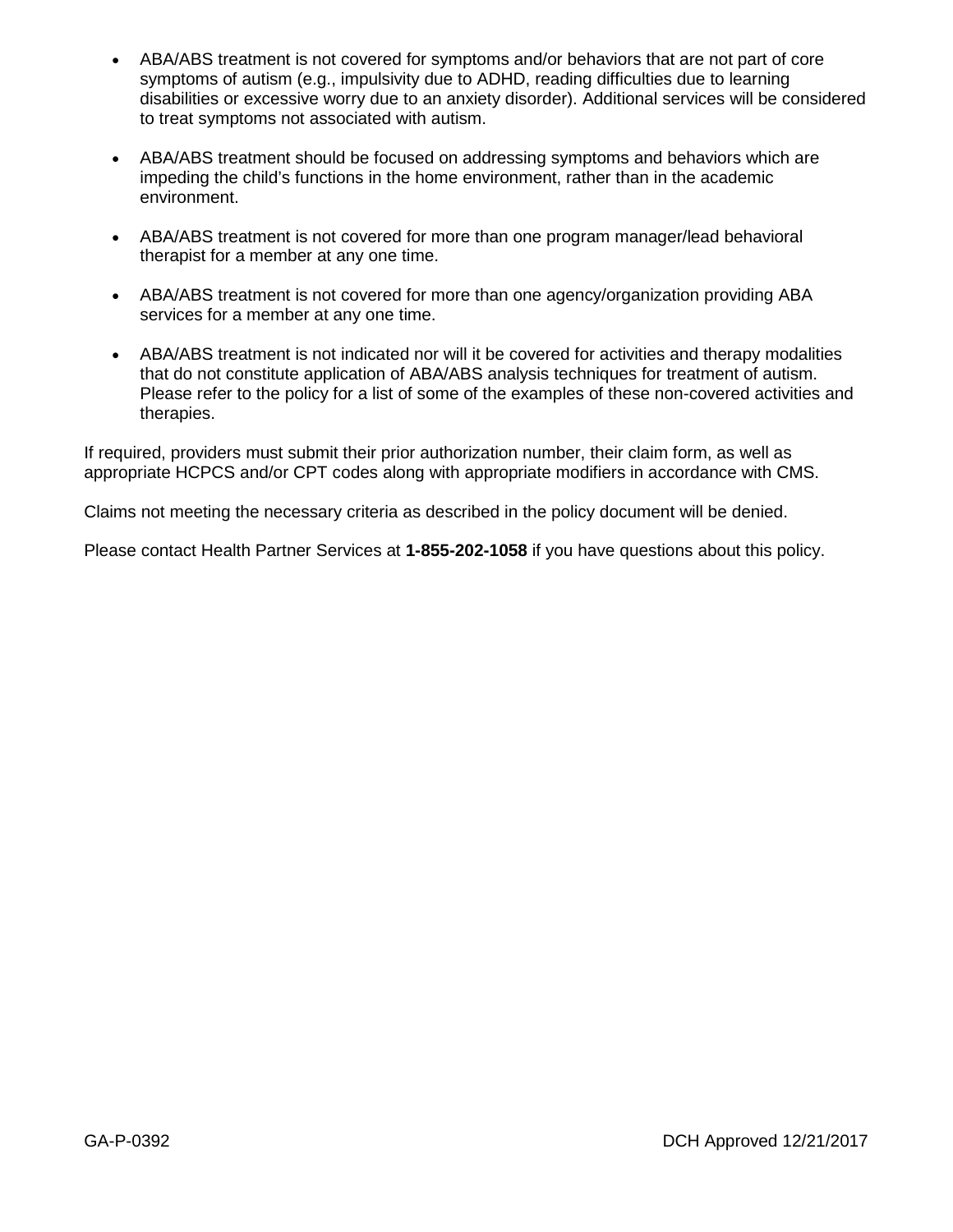- ABA/ABS treatment is not covered for symptoms and/or behaviors that are not part of core symptoms of autism (e.g., impulsivity due to ADHD, reading difficulties due to learning disabilities or excessive worry due to an anxiety disorder). Additional services will be considered to treat symptoms not associated with autism.

- ABA/ABS treatment should be focused on addressing symptoms and behaviors which are impeding the child's functions in the home environment, rather than in the academic environment.

- ABA/ABS treatment is not covered for more than one program manager/lead behavioral therapist for a member at any one time.

- ABA/ABS treatment is not covered for more than one agency/organization providing ABA services for a member at any one time.

- ABA/ABS treatment is not indicated nor will it be covered for activities and therapy modalities that do not constitute application of ABA/ABS analysis techniques for treatment of autism. Please refer to the policy for a list of some of the examples of these non-covered activities and therapies.

If required, providers must submit their prior authorization number, their claim form, as well as appropriate HCPCS and/or CPT codes along with appropriate modifiers in accordance with CMS.

Claims not meeting the necessary criteria as described in the policy document will be denied.

Please contact Health Partner Services at **1-855-202-1058** if you have questions about this policy.

GA-P-0392 DCH Approved 12/21/2017